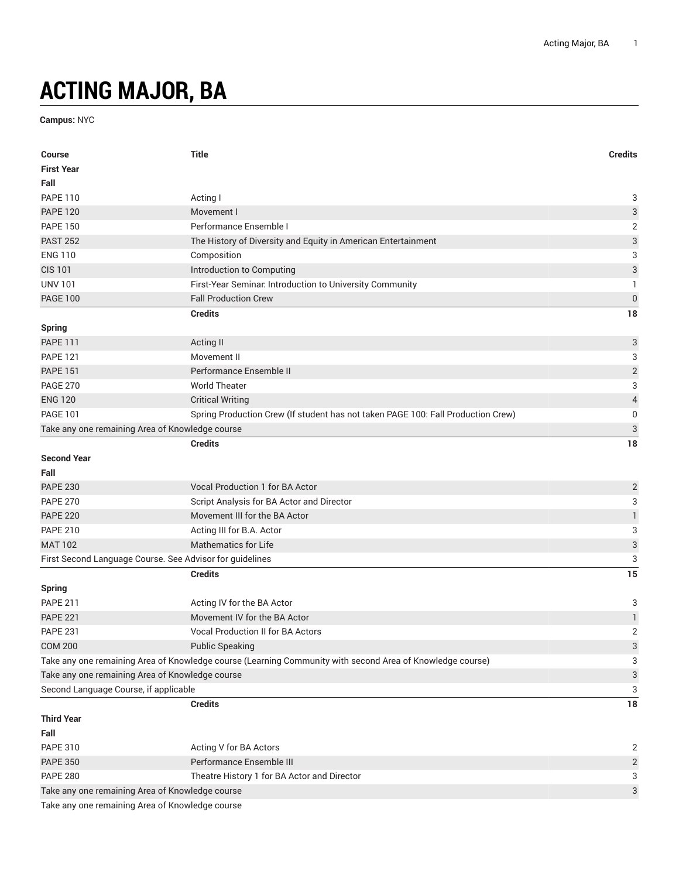# ACTING MAJOR, BA

**Campus:** NYC

| Course | Title | Credits |
| --- | --- | --- |
| **First Year** | | |
| **Fall** | | |
| PAPE 110 | Acting I | 3 |
| PAPE 120 | Movement I | 3 |
| PAPE 150 | Performance Ensemble I | 2 |
| PAST 252 | The History of Diversity and Equity in American Entertainment | 3 |
| ENG 110 | Composition | 3 |
| CIS 101 | Introduction to Computing | 3 |
| UNV 101 | First-Year Seminar: Introduction to University Community | 1 |
| PAGE 100 | Fall Production Crew | 0 |
| | **Credits** | **18** |
| **Spring** | | |
| PAPE 111 | Acting II | 3 |
| PAPE 121 | Movement II | 3 |
| PAPE 151 | Performance Ensemble II | 2 |
| PAGE 270 | World Theater | 3 |
| ENG 120 | Critical Writing | 4 |
| PAGE 101 | Spring Production Crew (If student has not taken PAGE 100: Fall Production Crew) | 0 |
| Take any one remaining Area of Knowledge course | | 3 |
| | **Credits** | **18** |
| **Second Year** | | |
| **Fall** | | |
| PAPE 230 | Vocal Production 1 for BA Actor | 2 |
| PAPE 270 | Script Analysis for BA Actor and Director | 3 |
| PAPE 220 | Movement III for the BA Actor | 1 |
| PAPE 210 | Acting III for B.A. Actor | 3 |
| MAT 102 | Mathematics for Life | 3 |
| First Second Language Course. See Advisor for guidelines | | 3 |
| | **Credits** | **15** |
| **Spring** | | |
| PAPE 211 | Acting IV for the BA Actor | 3 |
| PAPE 221 | Movement IV for the BA Actor | 1 |
| PAPE 231 | Vocal Production II for BA Actors | 2 |
| COM 200 | Public Speaking | 3 |
| Take any one remaining Area of Knowledge course (Learning Community with second Area of Knowledge course) | | 3 |
| Take any one remaining Area of Knowledge course | | 3 |
| Second Language Course, if applicable | | 3 |
| | **Credits** | **18** |
| **Third Year** | | |
| **Fall** | | |
| PAPE 310 | Acting V for BA Actors | 2 |
| PAPE 350 | Performance Ensemble III | 2 |
| PAPE 280 | Theatre History 1 for BA Actor and Director | 3 |
| Take any one remaining Area of Knowledge course | | 3 |
| Take any one remaining Area of Knowledge course | | |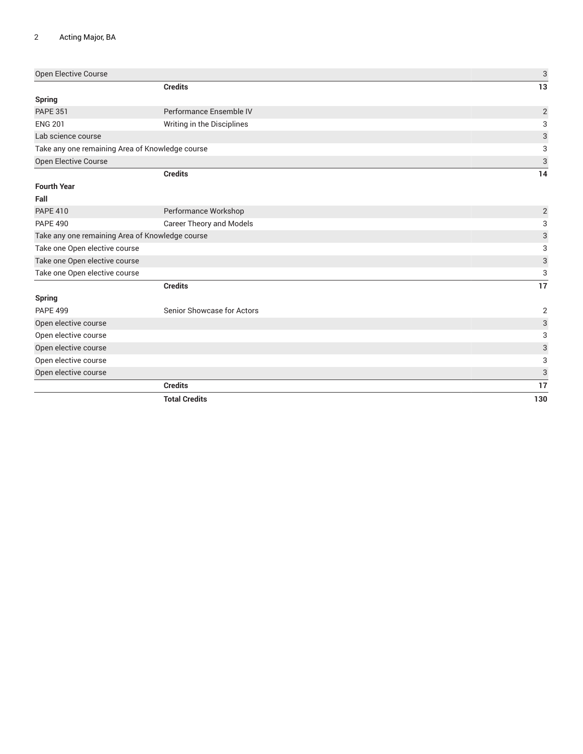| | | |
|---|---|---|
| Open Elective Course | | 3 |
| | **Credits** | **13** |
| **Spring** | | |
| PAPE 351 | Performance Ensemble IV | 2 |
| ENG 201 | Writing in the Disciplines | 3 |
| Lab science course | | 3 |
| Take any one remaining Area of Knowledge course | | 3 |
| Open Elective Course | | 3 |
| | **Credits** | **14** |
| **Fourth Year** | | |
| **Fall** | | |
| PAPE 410 | Performance Workshop | 2 |
| PAPE 490 | Career Theory and Models | 3 |
| Take any one remaining Area of Knowledge course | | 3 |
| Take one Open elective course | | 3 |
| Take one Open elective course | | 3 |
| Take one Open elective course | | 3 |
| | **Credits** | **17** |
| **Spring** | | |
| PAPE 499 | Senior Showcase for Actors | 2 |
| Open elective course | | 3 |
| Open elective course | | 3 |
| Open elective course | | 3 |
| Open elective course | | 3 |
| Open elective course | | 3 |
| | **Credits** | **17** |
| | **Total Credits** | **130** |